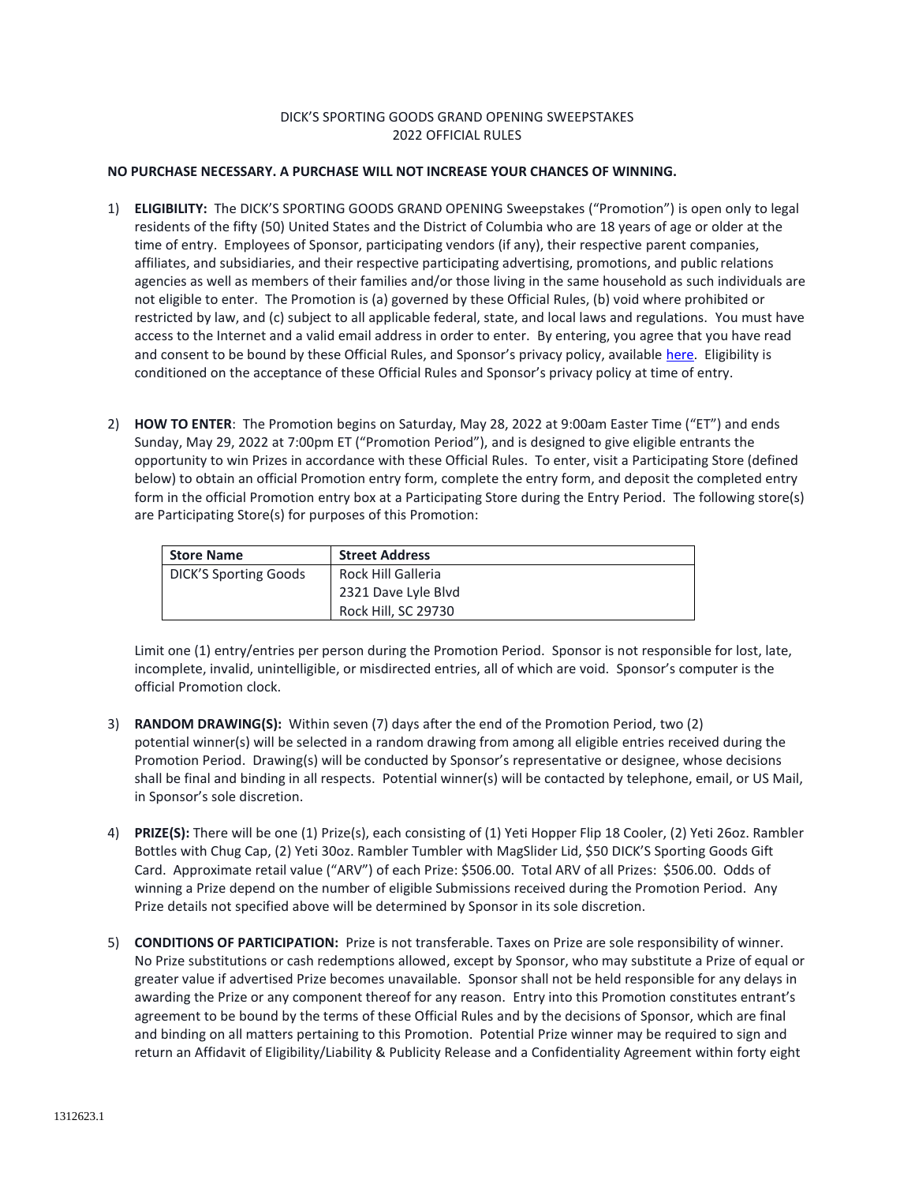DICK'S SPORTING GOODS GRAND OPENING SWEEPSTAKES
2022 OFFICIAL RULES

**NO PURCHASE NECESSARY. A PURCHASE WILL NOT INCREASE YOUR CHANCES OF WINNING.**

1) **ELIGIBILITY:** The DICK'S SPORTING GOODS GRAND OPENING Sweepstakes ("Promotion") is open only to legal residents of the fifty (50) United States and the District of Columbia who are 18 years of age or older at the time of entry. Employees of Sponsor, participating vendors (if any), their respective parent companies, affiliates, and subsidiaries, and their respective participating advertising, promotions, and public relations agencies as well as members of their families and/or those living in the same household as such individuals are not eligible to enter. The Promotion is (a) governed by these Official Rules, (b) void where prohibited or restricted by law, and (c) subject to all applicable federal, state, and local laws and regulations. You must have access to the Internet and a valid email address in order to enter. By entering, you agree that you have read and consent to be bound by these Official Rules, and Sponsor's privacy policy, available here. Eligibility is conditioned on the acceptance of these Official Rules and Sponsor's privacy policy at time of entry.

2) **HOW TO ENTER**: The Promotion begins on Saturday, May 28, 2022 at 9:00am Easter Time ("ET") and ends Sunday, May 29, 2022 at 7:00pm ET ("Promotion Period"), and is designed to give eligible entrants the opportunity to win Prizes in accordance with these Official Rules. To enter, visit a Participating Store (defined below) to obtain an official Promotion entry form, complete the entry form, and deposit the completed entry form in the official Promotion entry box at a Participating Store during the Entry Period. The following store(s) are Participating Store(s) for purposes of this Promotion:

| Store Name | Street Address |
|---|---|
| DICK'S Sporting Goods | Rock Hill Galleria<br>2321 Dave Lyle Blvd<br>Rock Hill, SC 29730 |

Limit one (1) entry/entries per person during the Promotion Period. Sponsor is not responsible for lost, late, incomplete, invalid, unintelligible, or misdirected entries, all of which are void. Sponsor's computer is the official Promotion clock.

3) **RANDOM DRAWING(S):** Within seven (7) days after the end of the Promotion Period, two (2) potential winner(s) will be selected in a random drawing from among all eligible entries received during the Promotion Period. Drawing(s) will be conducted by Sponsor's representative or designee, whose decisions shall be final and binding in all respects. Potential winner(s) will be contacted by telephone, email, or US Mail, in Sponsor's sole discretion.

4) **PRIZE(S):** There will be one (1) Prize(s), each consisting of (1) Yeti Hopper Flip 18 Cooler, (2) Yeti 26oz. Rambler Bottles with Chug Cap, (2) Yeti 30oz. Rambler Tumbler with MagSlider Lid, $50 DICK'S Sporting Goods Gift Card. Approximate retail value ("ARV") of each Prize: $506.00. Total ARV of all Prizes: $506.00. Odds of winning a Prize depend on the number of eligible Submissions received during the Promotion Period. Any Prize details not specified above will be determined by Sponsor in its sole discretion.

5) **CONDITIONS OF PARTICIPATION:** Prize is not transferable. Taxes on Prize are sole responsibility of winner. No Prize substitutions or cash redemptions allowed, except by Sponsor, who may substitute a Prize of equal or greater value if advertised Prize becomes unavailable. Sponsor shall not be held responsible for any delays in awarding the Prize or any component thereof for any reason. Entry into this Promotion constitutes entrant's agreement to be bound by the terms of these Official Rules and by the decisions of Sponsor, which are final and binding on all matters pertaining to this Promotion. Potential Prize winner may be required to sign and return an Affidavit of Eligibility/Liability & Publicity Release and a Confidentiality Agreement within forty eight

1312623.1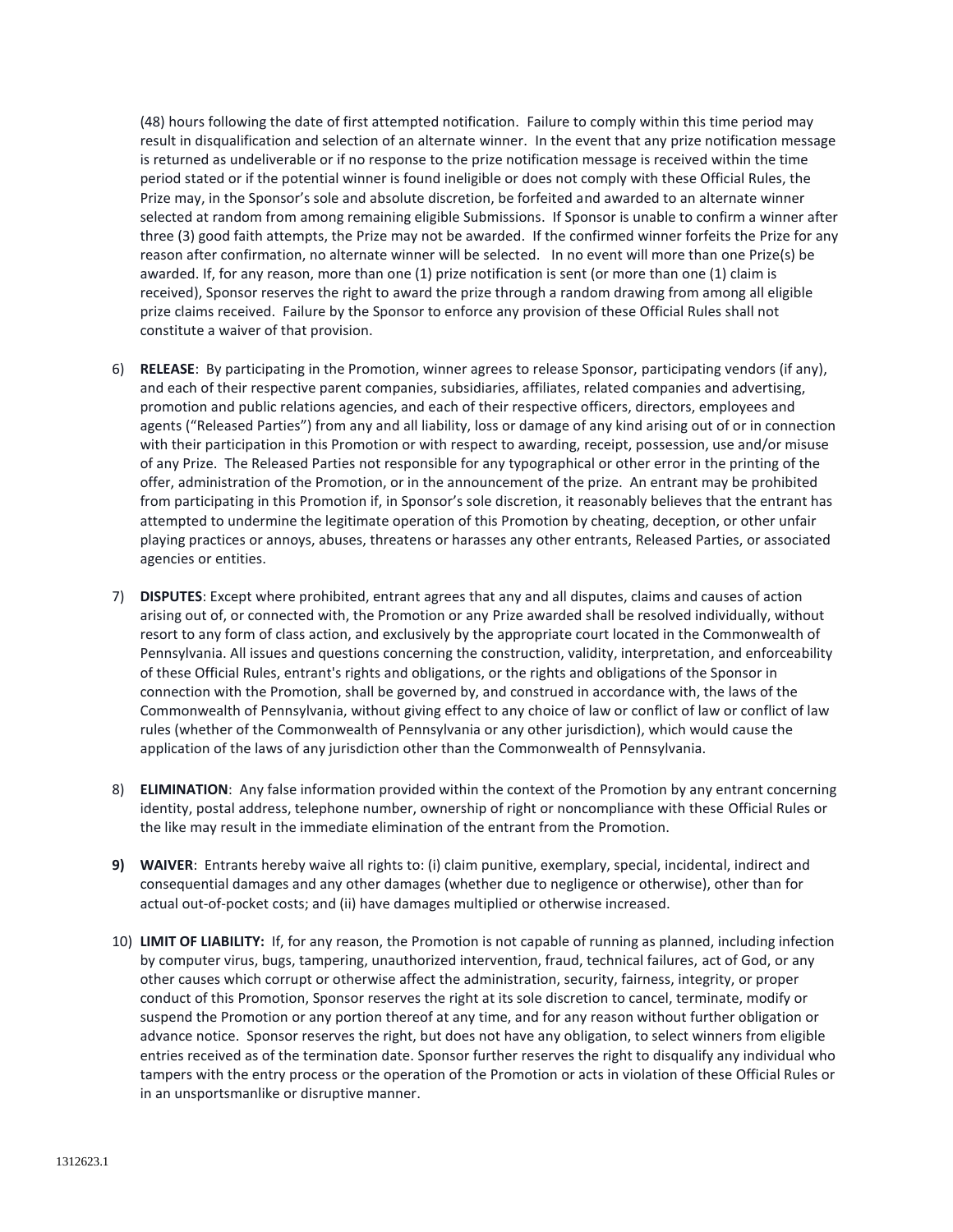(48) hours following the date of first attempted notification. Failure to comply within this time period may result in disqualification and selection of an alternate winner. In the event that any prize notification message is returned as undeliverable or if no response to the prize notification message is received within the time period stated or if the potential winner is found ineligible or does not comply with these Official Rules, the Prize may, in the Sponsor's sole and absolute discretion, be forfeited and awarded to an alternate winner selected at random from among remaining eligible Submissions. If Sponsor is unable to confirm a winner after three (3) good faith attempts, the Prize may not be awarded. If the confirmed winner forfeits the Prize for any reason after confirmation, no alternate winner will be selected. In no event will more than one Prize(s) be awarded. If, for any reason, more than one (1) prize notification is sent (or more than one (1) claim is received), Sponsor reserves the right to award the prize through a random drawing from among all eligible prize claims received. Failure by the Sponsor to enforce any provision of these Official Rules shall not constitute a waiver of that provision.

6) **RELEASE**: By participating in the Promotion, winner agrees to release Sponsor, participating vendors (if any), and each of their respective parent companies, subsidiaries, affiliates, related companies and advertising, promotion and public relations agencies, and each of their respective officers, directors, employees and agents ("Released Parties") from any and all liability, loss or damage of any kind arising out of or in connection with their participation in this Promotion or with respect to awarding, receipt, possession, use and/or misuse of any Prize. The Released Parties not responsible for any typographical or other error in the printing of the offer, administration of the Promotion, or in the announcement of the prize. An entrant may be prohibited from participating in this Promotion if, in Sponsor's sole discretion, it reasonably believes that the entrant has attempted to undermine the legitimate operation of this Promotion by cheating, deception, or other unfair playing practices or annoys, abuses, threatens or harasses any other entrants, Released Parties, or associated agencies or entities.

7) **DISPUTES**: Except where prohibited, entrant agrees that any and all disputes, claims and causes of action arising out of, or connected with, the Promotion or any Prize awarded shall be resolved individually, without resort to any form of class action, and exclusively by the appropriate court located in the Commonwealth of Pennsylvania. All issues and questions concerning the construction, validity, interpretation, and enforceability of these Official Rules, entrant's rights and obligations, or the rights and obligations of the Sponsor in connection with the Promotion, shall be governed by, and construed in accordance with, the laws of the Commonwealth of Pennsylvania, without giving effect to any choice of law or conflict of law or conflict of law rules (whether of the Commonwealth of Pennsylvania or any other jurisdiction), which would cause the application of the laws of any jurisdiction other than the Commonwealth of Pennsylvania.

8) **ELIMINATION**: Any false information provided within the context of the Promotion by any entrant concerning identity, postal address, telephone number, ownership of right or noncompliance with these Official Rules or the like may result in the immediate elimination of the entrant from the Promotion.

9) **WAIVER**: Entrants hereby waive all rights to: (i) claim punitive, exemplary, special, incidental, indirect and consequential damages and any other damages (whether due to negligence or otherwise), other than for actual out-of-pocket costs; and (ii) have damages multiplied or otherwise increased.

10) **LIMIT OF LIABILITY:** If, for any reason, the Promotion is not capable of running as planned, including infection by computer virus, bugs, tampering, unauthorized intervention, fraud, technical failures, act of God, or any other causes which corrupt or otherwise affect the administration, security, fairness, integrity, or proper conduct of this Promotion, Sponsor reserves the right at its sole discretion to cancel, terminate, modify or suspend the Promotion or any portion thereof at any time, and for any reason without further obligation or advance notice. Sponsor reserves the right, but does not have any obligation, to select winners from eligible entries received as of the termination date. Sponsor further reserves the right to disqualify any individual who tampers with the entry process or the operation of the Promotion or acts in violation of these Official Rules or in an unsportsmanlike or disruptive manner.

1312623.1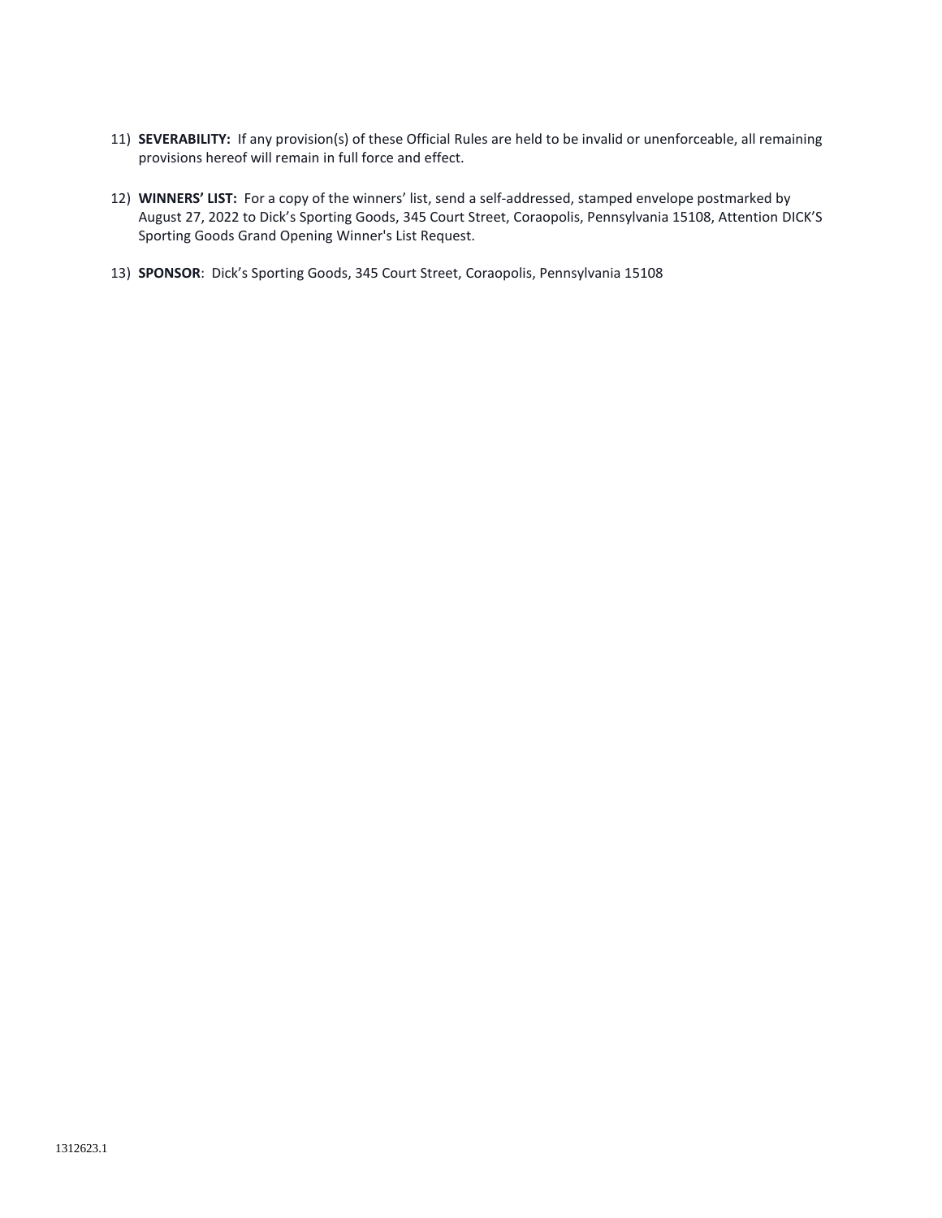11) **SEVERABILITY:** If any provision(s) of these Official Rules are held to be invalid or unenforceable, all remaining provisions hereof will remain in full force and effect.

12) **WINNERS' LIST:** For a copy of the winners' list, send a self-addressed, stamped envelope postmarked by August 27, 2022 to Dick's Sporting Goods, 345 Court Street, Coraopolis, Pennsylvania 15108, Attention DICK'S Sporting Goods Grand Opening Winner's List Request.

13) **SPONSOR**: Dick's Sporting Goods, 345 Court Street, Coraopolis, Pennsylvania 15108

1312623.1